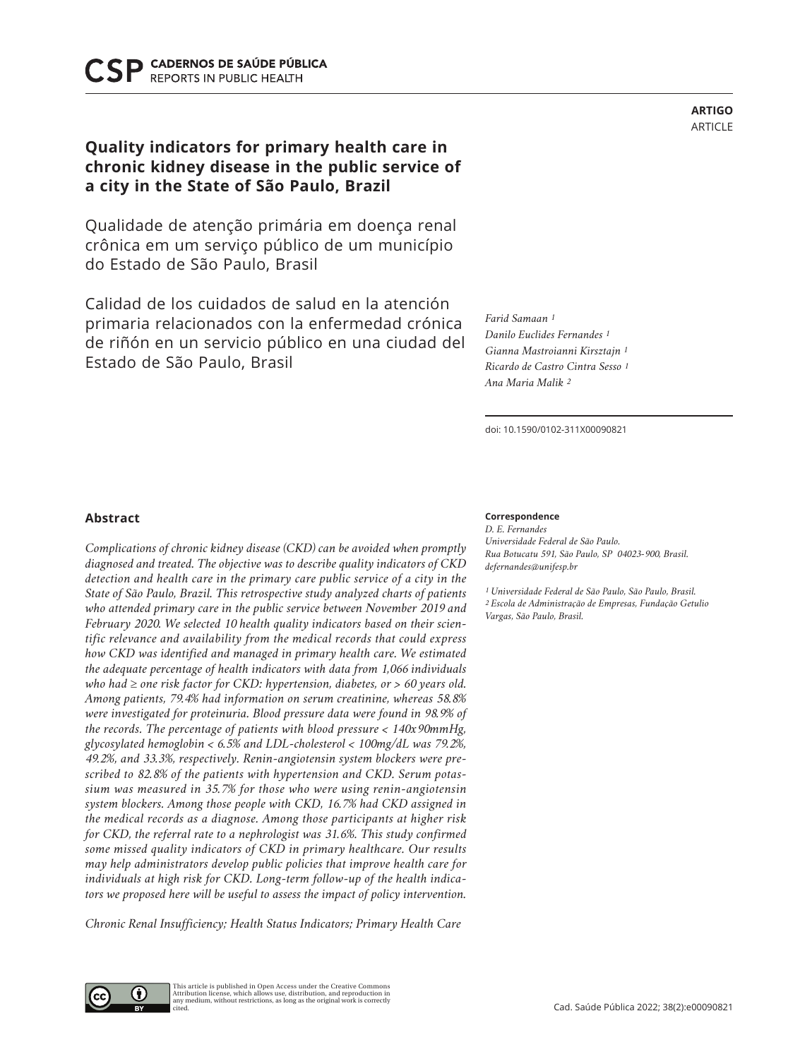ARTIGO
ARTICLE

# Quality indicators for primary health care in chronic kidney disease in the public service of a city in the State of São Paulo, Brazil

Qualidade de atenção primária em doença renal crônica em um serviço público de um município do Estado de São Paulo, Brasil

Calidad de los cuidados de salud en la atención primaria relacionados con la enfermedad crónica de riñón en un servicio público en una ciudad del Estado de São Paulo, Brasil

*Farid Samaan* [1]
*Danilo Euclides Fernandes* [1]
*Gianna Mastroianni Kirsztajn* [1]
*Ricardo de Castro Cintra Sesso* [1]
*Ana Maria Malik* [2]

doi: 10.1590/0102-311X00090821

## Abstract

*Complications of chronic kidney disease (CKD) can be avoided when promptly diagnosed and treated. The objective was to describe quality indicators of CKD detection and health care in the primary care public service of a city in the State of São Paulo, Brazil. This retrospective study analyzed charts of patients who attended primary care in the public service between November 2019 and February 2020. We selected 10 health quality indicators based on their scientific relevance and availability from the medical records that could express how CKD was identified and managed in primary health care. We estimated the adequate percentage of health indicators with data from 1,066 individuals who had ≥ one risk factor for CKD: hypertension, diabetes, or > 60 years old. Among patients, 79.4% had information on serum creatinine, whereas 58.8% were investigated for proteinuria. Blood pressure data were found in 98.9% of the records. The percentage of patients with blood pressure < 140x90mmHg, glycosylated hemoglobin < 6.5% and LDL-cholesterol < 100mg/dL was 79.2%, 49.2%, and 33.3%, respectively. Renin-angiotensin system blockers were prescribed to 82.8% of the patients with hypertension and CKD. Serum potassium was measured in 35.7% for those who were using renin-angiotensin system blockers. Among those people with CKD, 16.7% had CKD assigned in the medical records as a diagnose. Among those participants at higher risk for CKD, the referral rate to a nephrologist was 31.6%. This study confirmed some missed quality indicators of CKD in primary healthcare. Our results may help administrators develop public policies that improve health care for individuals at high risk for CKD. Long-term follow-up of the health indicators we proposed here will be useful to assess the impact of policy intervention.*

*Chronic Renal Insufficiency; Health Status Indicators; Primary Health Care*

**Correspondence**
*D. E. Fernandes*
*Universidade Federal de São Paulo.*
*Rua Botucatu 591, São Paulo, SP 04023-900, Brasil.*
*defernandes@unifesp.br*

[1] *Universidade Federal de São Paulo, São Paulo, Brasil.*
[2] *Escola de Administração de Empresas, Fundação Getulio Vargas, São Paulo, Brasil.*

This article is published in Open Access under the Creative Commons Attribution license, which allows use, distribution, and reproduction in any medium, without restrictions, as long as the original work is correctly cited.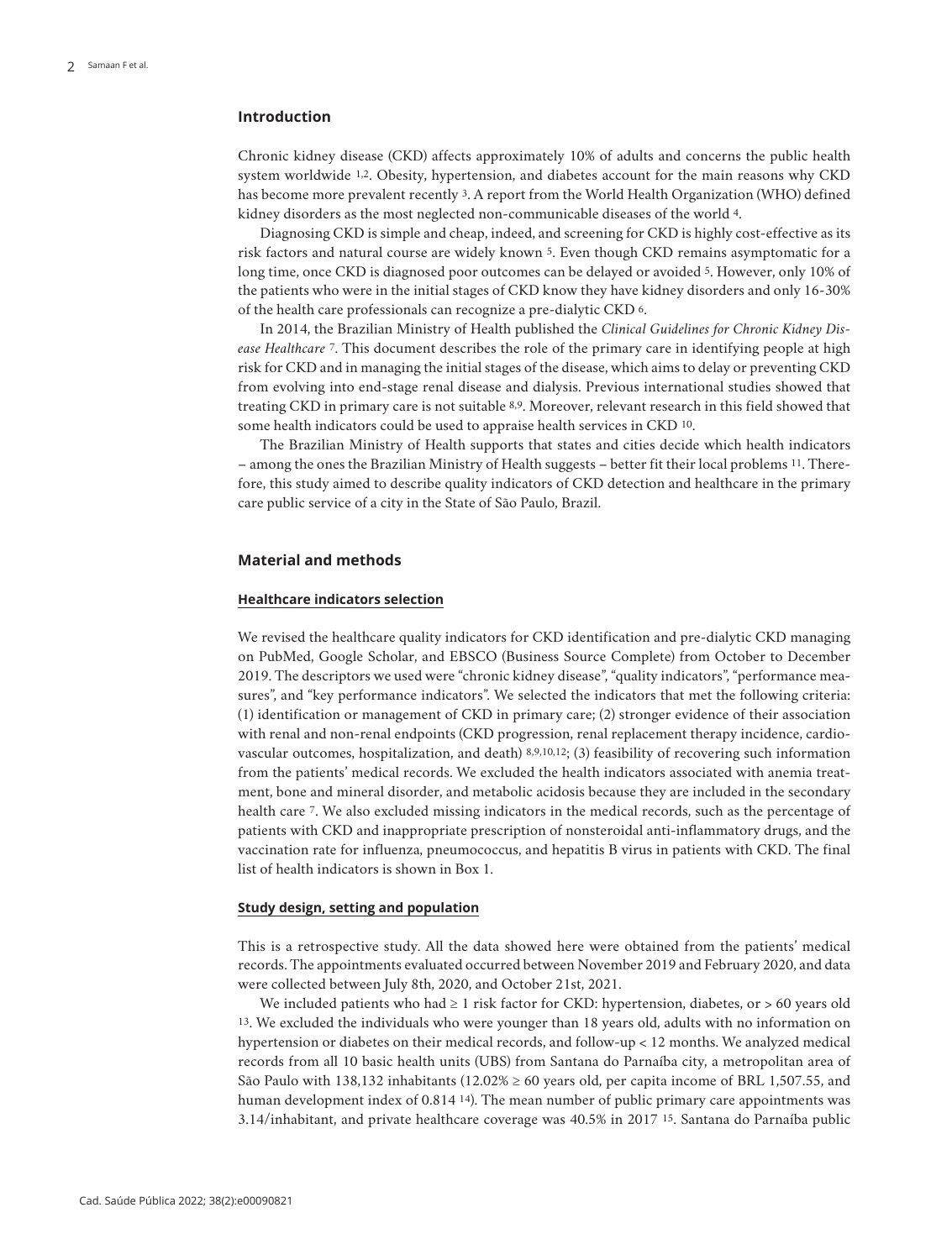## Introduction

Chronic kidney disease (CKD) affects approximately 10% of adults and concerns the public health system worldwide [1,2]. Obesity, hypertension, and diabetes account for the main reasons why CKD has become more prevalent recently [3]. A report from the World Health Organization (WHO) defined kidney disorders as the most neglected non-communicable diseases of the world [4].

Diagnosing CKD is simple and cheap, indeed, and screening for CKD is highly cost-effective as its risk factors and natural course are widely known [5]. Even though CKD remains asymptomatic for a long time, once CKD is diagnosed poor outcomes can be delayed or avoided [5]. However, only 10% of the patients who were in the initial stages of CKD know they have kidney disorders and only 16-30% of the health care professionals can recognize a pre-dialytic CKD [6].

In 2014, the Brazilian Ministry of Health published the *Clinical Guidelines for Chronic Kidney Disease Healthcare* [7]. This document describes the role of the primary care in identifying people at high risk for CKD and in managing the initial stages of the disease, which aims to delay or preventing CKD from evolving into end-stage renal disease and dialysis. Previous international studies showed that treating CKD in primary care is not suitable [8,9]. Moreover, relevant research in this field showed that some health indicators could be used to appraise health services in CKD [10].

The Brazilian Ministry of Health supports that states and cities decide which health indicators – among the ones the Brazilian Ministry of Health suggests – better fit their local problems [11]. Therefore, this study aimed to describe quality indicators of CKD detection and healthcare in the primary care public service of a city in the State of São Paulo, Brazil.

## Material and methods

### Healthcare indicators selection

We revised the healthcare quality indicators for CKD identification and pre-dialytic CKD managing on PubMed, Google Scholar, and EBSCO (Business Source Complete) from October to December 2019. The descriptors we used were "chronic kidney disease", "quality indicators", "performance measures", and "key performance indicators". We selected the indicators that met the following criteria: (1) identification or management of CKD in primary care; (2) stronger evidence of their association with renal and non-renal endpoints (CKD progression, renal replacement therapy incidence, cardiovascular outcomes, hospitalization, and death) [8,9,10,12]; (3) feasibility of recovering such information from the patients' medical records. We excluded the health indicators associated with anemia treatment, bone and mineral disorder, and metabolic acidosis because they are included in the secondary health care [7]. We also excluded missing indicators in the medical records, such as the percentage of patients with CKD and inappropriate prescription of nonsteroidal anti-inflammatory drugs, and the vaccination rate for influenza, pneumococcus, and hepatitis B virus in patients with CKD. The final list of health indicators is shown in Box 1.

### Study design, setting and population

This is a retrospective study. All the data showed here were obtained from the patients' medical records. The appointments evaluated occurred between November 2019 and February 2020, and data were collected between July 8th, 2020, and October 21st, 2021.

We included patients who had ≥ 1 risk factor for CKD: hypertension, diabetes, or > 60 years old [13]. We excluded the individuals who were younger than 18 years old, adults with no information on hypertension or diabetes on their medical records, and follow-up < 12 months. We analyzed medical records from all 10 basic health units (UBS) from Santana do Parnaíba city, a metropolitan area of São Paulo with 138,132 inhabitants (12.02% ≥ 60 years old, per capita income of BRL 1,507.55, and human development index of 0.814 [14]). The mean number of public primary care appointments was 3.14/inhabitant, and private healthcare coverage was 40.5% in 2017 [15]. Santana do Parnaíba public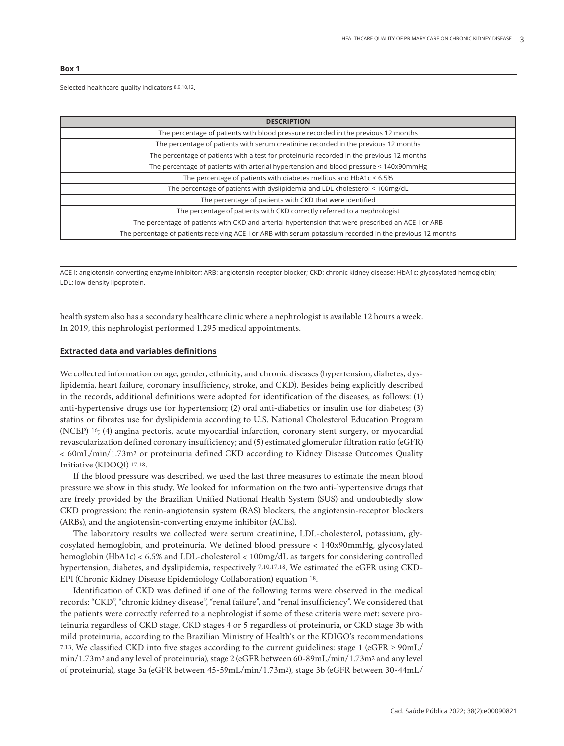**Box 1**

Selected healthcare quality indicators [8,9,10,12].

| DESCRIPTION |
| --- |
| The percentage of patients with blood pressure recorded in the previous 12 months |
| The percentage of patients with serum creatinine recorded in the previous 12 months |
| The percentage of patients with a test for proteinuria recorded in the previous 12 months |
| The percentage of patients with arterial hypertension and blood pressure < 140x90mmHg |
| The percentage of patients with diabetes mellitus and HbA1c < 6.5% |
| The percentage of patients with dyslipidemia and LDL-cholesterol < 100mg/dL |
| The percentage of patients with CKD that were identified |
| The percentage of patients with CKD correctly referred to a nephrologist |
| The percentage of patients with CKD and arterial hypertension that were prescribed an ACE-I or ARB |
| The percentage of patients receiving ACE-I or ARB with serum potassium recorded in the previous 12 months |

ACE-I: angiotensin-converting enzyme inhibitor; ARB: angiotensin-receptor blocker; CKD: chronic kidney disease; HbA1c: glycosylated hemoglobin; LDL: low-density lipoprotein.

health system also has a secondary healthcare clinic where a nephrologist is available 12 hours a week. In 2019, this nephrologist performed 1.295 medical appointments.

**Extracted data and variables definitions**

We collected information on age, gender, ethnicity, and chronic diseases (hypertension, diabetes, dyslipidemia, heart failure, coronary insufficiency, stroke, and CKD). Besides being explicitly described in the records, additional definitions were adopted for identification of the diseases, as follows: (1) anti-hypertensive drugs use for hypertension; (2) oral anti-diabetics or insulin use for diabetes; (3) statins or fibrates use for dyslipidemia according to U.S. National Cholesterol Education Program (NCEP) [16]; (4) angina pectoris, acute myocardial infarction, coronary stent surgery, or myocardial revascularization defined coronary insufficiency; and (5) estimated glomerular filtration ratio (eGFR) < 60mL/min/1.73m$^2$ or proteinuria defined CKD according to Kidney Disease Outcomes Quality Initiative (KDOQI) [17,18].

If the blood pressure was described, we used the last three measures to estimate the mean blood pressure we show in this study. We looked for information on the two anti-hypertensive drugs that are freely provided by the Brazilian Unified National Health System (SUS) and undoubtedly slow CKD progression: the renin-angiotensin system (RAS) blockers, the angiotensin-receptor blockers (ARBs), and the angiotensin-converting enzyme inhibitor (ACEs).

The laboratory results we collected were serum creatinine, LDL-cholesterol, potassium, glycosylated hemoglobin, and proteinuria. We defined blood pressure < 140x90mmHg, glycosylated hemoglobin (HbA1c) < 6.5% and LDL-cholesterol < 100mg/dL as targets for considering controlled hypertension, diabetes, and dyslipidemia, respectively [7,10,17,18]. We estimated the eGFR using CKD-EPI (Chronic Kidney Disease Epidemiology Collaboration) equation [18].

Identification of CKD was defined if one of the following terms were observed in the medical records: "CKD", "chronic kidney disease", "renal failure", and "renal insufficiency". We considered that the patients were correctly referred to a nephrologist if some of these criteria were met: severe proteinuria regardless of CKD stage, CKD stages 4 or 5 regardless of proteinuria, or CKD stage 3b with mild proteinuria, according to the Brazilian Ministry of Health's or the KDIGO's recommendations [7,13]. We classified CKD into five stages according to the current guidelines: stage 1 (eGFR ≥ 90mL/min/1.73m$^2$ and any level of proteinuria), stage 2 (eGFR between 60-89mL/min/1.73m$^2$ and any level of proteinuria), stage 3a (eGFR between 45-59mL/min/1.73m$^2$), stage 3b (eGFR between 30-44mL/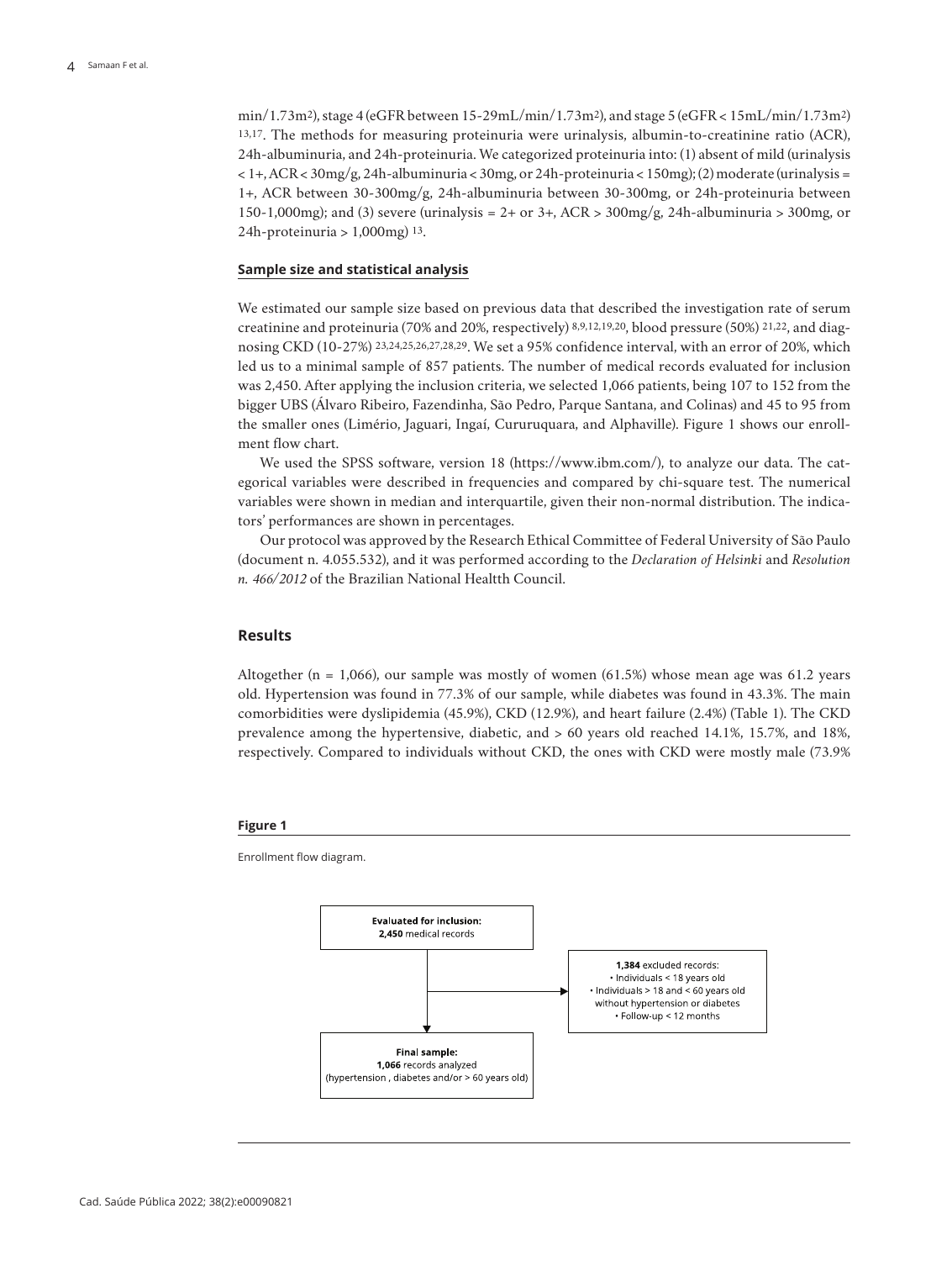min/1.73m$^2$), stage 4 (eGFR between 15-29mL/min/1.73m$^2$), and stage 5 (eGFR < 15mL/min/1.73m$^2$) [13,17]. The methods for measuring proteinuria were urinalysis, albumin-to-creatinine ratio (ACR), 24h-albuminuria, and 24h-proteinuria. We categorized proteinuria into: (1) absent of mild (urinalysis < 1+, ACR < 30mg/g, 24h-albuminuria < 30mg, or 24h-proteinuria < 150mg); (2) moderate (urinalysis = 1+, ACR between 30-300mg/g, 24h-albuminuria between 30-300mg, or 24h-proteinuria between 150-1,000mg); and (3) severe (urinalysis = 2+ or 3+, ACR > 300mg/g, 24h-albuminuria > 300mg, or 24h-proteinuria > 1,000mg) [13].

### Sample size and statistical analysis

We estimated our sample size based on previous data that described the investigation rate of serum creatinine and proteinuria (70% and 20%, respectively) [8,9,12,19,20], blood pressure (50%) [21,22], and diagnosing CKD (10-27%) [23,24,25,26,27,28,29]. We set a 95% confidence interval, with an error of 20%, which led us to a minimal sample of 857 patients. The number of medical records evaluated for inclusion was 2,450. After applying the inclusion criteria, we selected 1,066 patients, being 107 to 152 from the bigger UBS (Álvaro Ribeiro, Fazendinha, São Pedro, Parque Santana, and Colinas) and 45 to 95 from the smaller ones (Limério, Jaguari, Ingaí, Cururuquara, and Alphaville). Figure 1 shows our enrollment flow chart.

We used the SPSS software, version 18 (https://www.ibm.com/), to analyze our data. The categorical variables were described in frequencies and compared by chi-square test. The numerical variables were shown in median and interquartile, given their non-normal distribution. The indicators' performances are shown in percentages.

Our protocol was approved by the Research Ethical Committee of Federal University of São Paulo (document n. 4.055.532), and it was performed according to the *Declaration of Helsinki* and *Resolution n. 466/2012* of the Brazilian National Healtth Council.

## Results

Altogether (n = 1,066), our sample was mostly of women (61.5%) whose mean age was 61.2 years old. Hypertension was found in 77.3% of our sample, while diabetes was found in 43.3%. The main comorbidities were dyslipidemia (45.9%), CKD (12.9%), and heart failure (2.4%) (Table 1). The CKD prevalence among the hypertensive, diabetic, and > 60 years old reached 14.1%, 15.7%, and 18%, respectively. Compared to individuals without CKD, the ones with CKD were mostly male (73.9%

**Figure 1**

Enrollment flow diagram.

**Evaluated for inclusion:**
**2,450** medical records

**1,384** excluded records:
- Individuals < 18 years old
- Individuals > 18 and < 60 years old without hypertension or diabetes
- Follow-up < 12 months

**Final sample:**
**1,066** records analyzed
(hypertension , diabetes and/or > 60 years old)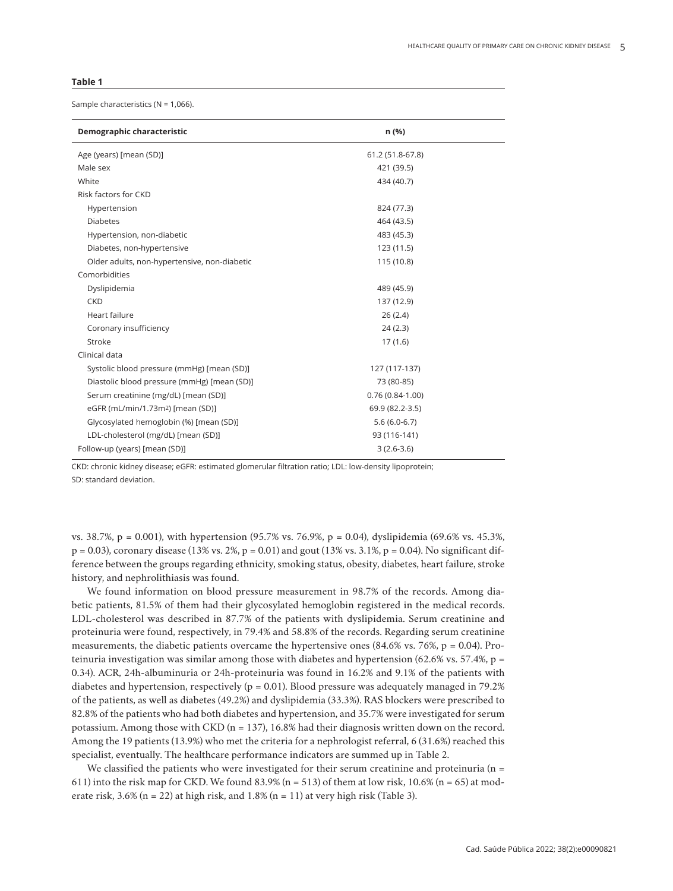**Table 1**

Sample characteristics (N = 1,066).

| Demographic characteristic | n (%) |
|---|---|
| Age (years) [mean (SD)] | 61.2 (51.8-67.8) |
| Male sex | 421 (39.5) |
| White | 434 (40.7) |
| Risk factors for CKD | |
| Hypertension | 824 (77.3) |
| Diabetes | 464 (43.5) |
| Hypertension, non-diabetic | 483 (45.3) |
| Diabetes, non-hypertensive | 123 (11.5) |
| Older adults, non-hypertensive, non-diabetic | 115 (10.8) |
| Comorbidities | |
| Dyslipidemia | 489 (45.9) |
| CKD | 137 (12.9) |
| Heart failure | 26 (2.4) |
| Coronary insufficiency | 24 (2.3) |
| Stroke | 17 (1.6) |
| Clinical data | |
| Systolic blood pressure (mmHg) [mean (SD)] | 127 (117-137) |
| Diastolic blood pressure (mmHg) [mean (SD)] | 73 (80-85) |
| Serum creatinine (mg/dL) [mean (SD)] | 0.76 (0.84-1.00) |
| eGFR (mL/min/1.73m$^2$) [mean (SD)] | 69.9 (82.2-3.5) |
| Glycosylated hemoglobin (%) [mean (SD)] | 5.6 (6.0-6.7) |
| LDL-cholesterol (mg/dL) [mean (SD)] | 93 (116-141) |
| Follow-up (years) [mean (SD)] | 3 (2.6-3.6) |

CKD: chronic kidney disease; eGFR: estimated glomerular filtration ratio; LDL: low-density lipoprotein; SD: standard deviation.

vs. 38.7%, p = 0.001), with hypertension (95.7% vs. 76.9%, p = 0.04), dyslipidemia (69.6% vs. 45.3%, p = 0.03), coronary disease (13% vs. 2%, p = 0.01) and gout (13% vs. 3.1%, p = 0.04). No significant difference between the groups regarding ethnicity, smoking status, obesity, diabetes, heart failure, stroke history, and nephrolithiasis was found.

We found information on blood pressure measurement in 98.7% of the records. Among diabetic patients, 81.5% of them had their glycosylated hemoglobin registered in the medical records. LDL-cholesterol was described in 87.7% of the patients with dyslipidemia. Serum creatinine and proteinuria were found, respectively, in 79.4% and 58.8% of the records. Regarding serum creatinine measurements, the diabetic patients overcame the hypertensive ones (84.6% vs. 76%, p = 0.04). Proteinuria investigation was similar among those with diabetes and hypertension (62.6% vs. 57.4%, p = 0.34). ACR, 24h-albuminuria or 24h-proteinuria was found in 16.2% and 9.1% of the patients with diabetes and hypertension, respectively (p = 0.01). Blood pressure was adequately managed in 79.2% of the patients, as well as diabetes (49.2%) and dyslipidemia (33.3%). RAS blockers were prescribed to 82.8% of the patients who had both diabetes and hypertension, and 35.7% were investigated for serum potassium. Among those with CKD (n = 137), 16.8% had their diagnosis written down on the record. Among the 19 patients (13.9%) who met the criteria for a nephrologist referral, 6 (31.6%) reached this specialist, eventually. The healthcare performance indicators are summed up in Table 2.

We classified the patients who were investigated for their serum creatinine and proteinuria (n = 611) into the risk map for CKD. We found 83.9% (n = 513) of them at low risk, 10.6% (n = 65) at moderate risk, 3.6% (n = 22) at high risk, and 1.8% (n = 11) at very high risk (Table 3).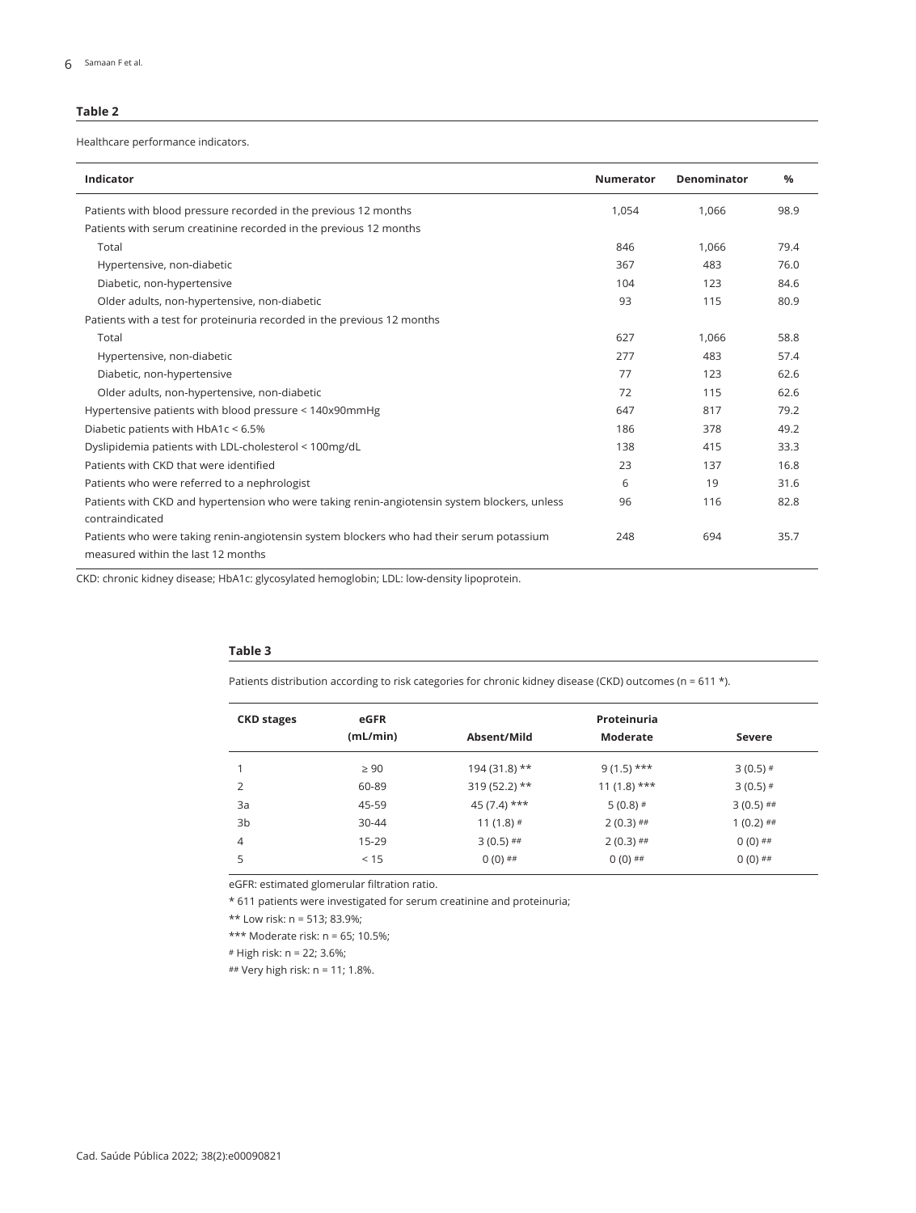**Table 2**

Healthcare performance indicators.

| Indicator | Numerator | Denominator | % |
|---|---|---|---|
| Patients with blood pressure recorded in the previous 12 months | 1,054 | 1,066 | 98.9 |
| Patients with serum creatinine recorded in the previous 12 months | | | |
| Total | 846 | 1,066 | 79.4 |
| Hypertensive, non-diabetic | 367 | 483 | 76.0 |
| Diabetic, non-hypertensive | 104 | 123 | 84.6 |
| Older adults, non-hypertensive, non-diabetic | 93 | 115 | 80.9 |
| Patients with a test for proteinuria recorded in the previous 12 months | | | |
| Total | 627 | 1,066 | 58.8 |
| Hypertensive, non-diabetic | 277 | 483 | 57.4 |
| Diabetic, non-hypertensive | 77 | 123 | 62.6 |
| Older adults, non-hypertensive, non-diabetic | 72 | 115 | 62.6 |
| Hypertensive patients with blood pressure < 140x90mmHg | 647 | 817 | 79.2 |
| Diabetic patients with HbA1c < 6.5% | 186 | 378 | 49.2 |
| Dyslipidemia patients with LDL-cholesterol < 100mg/dL | 138 | 415 | 33.3 |
| Patients with CKD that were identified | 23 | 137 | 16.8 |
| Patients who were referred to a nephrologist | 6 | 19 | 31.6 |
| Patients with CKD and hypertension who were taking renin-angiotensin system blockers, unless contraindicated | 96 | 116 | 82.8 |
| Patients who were taking renin-angiotensin system blockers who had their serum potassium measured within the last 12 months | 248 | 694 | 35.7 |

CKD: chronic kidney disease; HbA1c: glycosylated hemoglobin; LDL: low-density lipoprotein.

**Table 3**

Patients distribution according to risk categories for chronic kidney disease (CKD) outcomes (n = 611 *).

| CKD stages | eGFR (mL/min) | Proteinuria | | |
|---|---|---|---|---|
| | | Absent/Mild | Moderate | Severe |
| 1 | ≥ 90 | 194 (31.8) ** | 9 (1.5) *** | 3 (0.5) # |
| 2 | 60-89 | 319 (52.2) ** | 11 (1.8) *** | 3 (0.5) # |
| 3a | 45-59 | 45 (7.4) *** | 5 (0.8) # | 3 (0.5) ## |
| 3b | 30-44 | 11 (1.8) # | 2 (0.3) ## | 1 (0.2) ## |
| 4 | 15-29 | 3 (0.5) ## | 2 (0.3) ## | 0 (0) ## |
| 5 | < 15 | 0 (0) ## | 0 (0) ## | 0 (0) ## |

eGFR: estimated glomerular filtration ratio.

* 611 patients were investigated for serum creatinine and proteinuria;

** Low risk: n = 513; 83.9%;

*** Moderate risk: n = 65; 10.5%;

# High risk: n = 22; 3.6%;

## Very high risk: n = 11; 1.8%.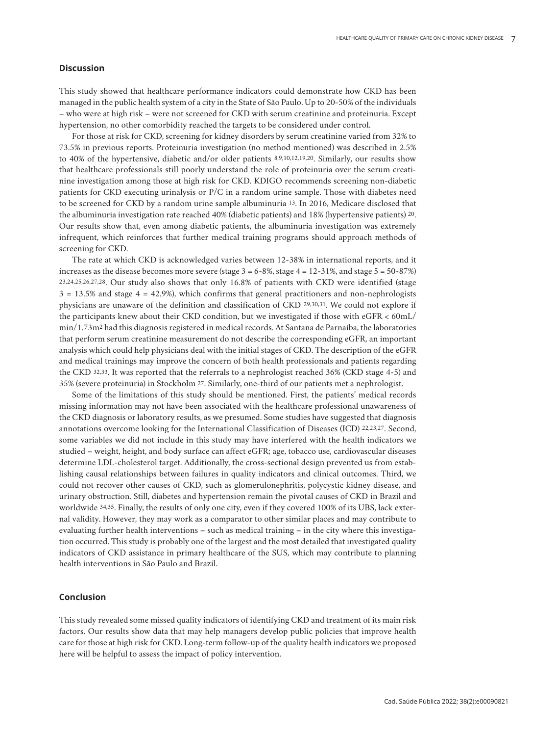## Discussion

This study showed that healthcare performance indicators could demonstrate how CKD has been managed in the public health system of a city in the State of São Paulo. Up to 20-50% of the individuals – who were at high risk – were not screened for CKD with serum creatinine and proteinuria. Except hypertension, no other comorbidity reached the targets to be considered under control.

For those at risk for CKD, screening for kidney disorders by serum creatinine varied from 32% to 73.5% in previous reports. Proteinuria investigation (no method mentioned) was described in 2.5% to 40% of the hypertensive, diabetic and/or older patients [8,9,10,12,19,20]. Similarly, our results show that healthcare professionals still poorly understand the role of proteinuria over the serum creatinine investigation among those at high risk for CKD. KDIGO recommends screening non-diabetic patients for CKD executing urinalysis or P/C in a random urine sample. Those with diabetes need to be screened for CKD by a random urine sample albuminuria [13]. In 2016, Medicare disclosed that the albuminuria investigation rate reached 40% (diabetic patients) and 18% (hypertensive patients) [20]. Our results show that, even among diabetic patients, the albuminuria investigation was extremely infrequent, which reinforces that further medical training programs should approach methods of screening for CKD.

The rate at which CKD is acknowledged varies between 12-38% in international reports, and it increases as the disease becomes more severe (stage 3 = 6-8%, stage 4 = 12-31%, and stage 5 = 50-87%) [23,24,25,26,27,28]. Our study also shows that only 16.8% of patients with CKD were identified (stage 3 = 13.5% and stage 4 = 42.9%), which confirms that general practitioners and non-nephrologists physicians are unaware of the definition and classification of CKD [29,30,31]. We could not explore if the participants knew about their CKD condition, but we investigated if those with eGFR < 60mL/min/1.73m$^2$ had this diagnosis registered in medical records. At Santana de Parnaíba, the laboratories that perform serum creatinine measurement do not describe the corresponding eGFR, an important analysis which could help physicians deal with the initial stages of CKD. The description of the eGFR and medical trainings may improve the concern of both health professionals and patients regarding the CKD [32,33]. It was reported that the referrals to a nephrologist reached 36% (CKD stage 4-5) and 35% (severe proteinuria) in Stockholm [27]. Similarly, one-third of our patients met a nephrologist.

Some of the limitations of this study should be mentioned. First, the patients' medical records missing information may not have been associated with the healthcare professional unawareness of the CKD diagnosis or laboratory results, as we presumed. Some studies have suggested that diagnosis annotations overcome looking for the International Classification of Diseases (ICD) [22,23,27]. Second, some variables we did not include in this study may have interfered with the health indicators we studied – weight, height, and body surface can affect eGFR; age, tobacco use, cardiovascular diseases determine LDL-cholesterol target. Additionally, the cross-sectional design prevented us from establishing causal relationships between failures in quality indicators and clinical outcomes. Third, we could not recover other causes of CKD, such as glomerulonephritis, polycystic kidney disease, and urinary obstruction. Still, diabetes and hypertension remain the pivotal causes of CKD in Brazil and worldwide [34,35]. Finally, the results of only one city, even if they covered 100% of its UBS, lack external validity. However, they may work as a comparator to other similar places and may contribute to evaluating further health interventions – such as medical training – in the city where this investigation occurred. This study is probably one of the largest and the most detailed that investigated quality indicators of CKD assistance in primary healthcare of the SUS, which may contribute to planning health interventions in São Paulo and Brazil.

## Conclusion

This study revealed some missed quality indicators of identifying CKD and treatment of its main risk factors. Our results show data that may help managers develop public policies that improve health care for those at high risk for CKD. Long-term follow-up of the quality health indicators we proposed here will be helpful to assess the impact of policy intervention.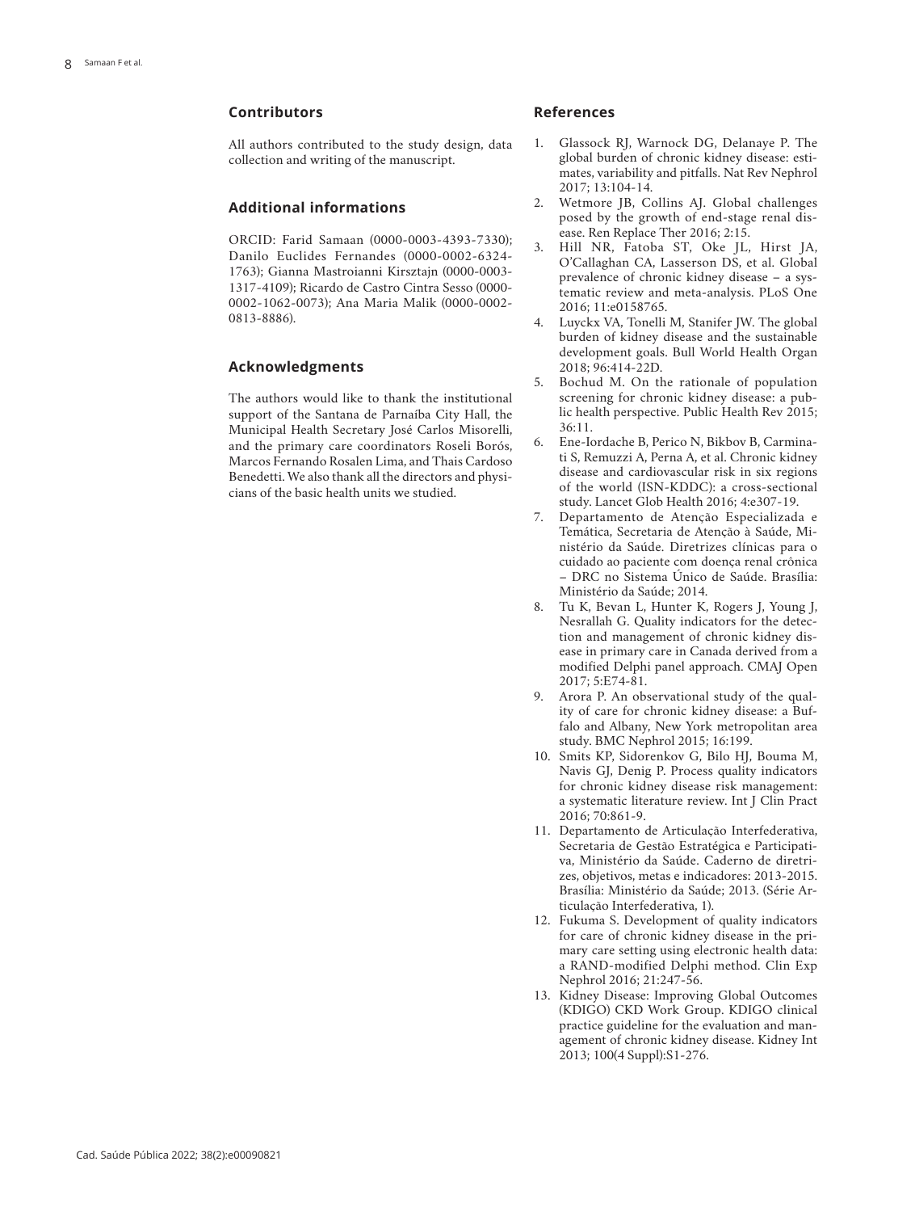## Contributors

All authors contributed to the study design, data collection and writing of the manuscript.

## Additional informations

ORCID: Farid Samaan (0000-0003-4393-7330); Danilo Euclides Fernandes (0000-0002-6324-1763); Gianna Mastroianni Kirsztajn (0000-0003-1317-4109); Ricardo de Castro Cintra Sesso (0000-0002-1062-0073); Ana Maria Malik (0000-0002-0813-8886).

## Acknowledgments

The authors would like to thank the institutional support of the Santana de Parnaíba City Hall, the Municipal Health Secretary José Carlos Misorelli, and the primary care coordinators Roseli Borós, Marcos Fernando Rosalen Lima, and Thais Cardoso Benedetti. We also thank all the directors and physicians of the basic health units we studied.

## References

1. Glassock RJ, Warnock DG, Delanaye P. The global burden of chronic kidney disease: estimates, variability and pitfalls. Nat Rev Nephrol 2017; 13:104-14.
2. Wetmore JB, Collins AJ. Global challenges posed by the growth of end-stage renal disease. Ren Replace Ther 2016; 2:15.
3. Hill NR, Fatoba ST, Oke JL, Hirst JA, O'Callaghan CA, Lasserson DS, et al. Global prevalence of chronic kidney disease – a systematic review and meta-analysis. PLoS One 2016; 11:e0158765.
4. Luyckx VA, Tonelli M, Stanifer JW. The global burden of kidney disease and the sustainable development goals. Bull World Health Organ 2018; 96:414-22D.
5. Bochud M. On the rationale of population screening for chronic kidney disease: a public health perspective. Public Health Rev 2015; 36:11.
6. Ene-Iordache B, Perico N, Bikbov B, Carminati S, Remuzzi A, Perna A, et al. Chronic kidney disease and cardiovascular risk in six regions of the world (ISN-KDDC): a cross-sectional study. Lancet Glob Health 2016; 4:e307-19.
7. Departamento de Atenção Especializada e Temática, Secretaria de Atenção à Saúde, Ministério da Saúde. Diretrizes clínicas para o cuidado ao paciente com doença renal crônica – DRC no Sistema Único de Saúde. Brasília: Ministério da Saúde; 2014.
8. Tu K, Bevan L, Hunter K, Rogers J, Young J, Nesrallah G. Quality indicators for the detection and management of chronic kidney disease in primary care in Canada derived from a modified Delphi panel approach. CMAJ Open 2017; 5:E74-81.
9. Arora P. An observational study of the quality of care for chronic kidney disease: a Buffalo and Albany, New York metropolitan area study. BMC Nephrol 2015; 16:199.
10. Smits KP, Sidorenkov G, Bilo HJ, Bouma M, Navis GJ, Denig P. Process quality indicators for chronic kidney disease risk management: a systematic literature review. Int J Clin Pract 2016; 70:861-9.
11. Departamento de Articulação Interfederativa, Secretaria de Gestão Estratégica e Participativa, Ministério da Saúde. Caderno de diretrizes, objetivos, metas e indicadores: 2013-2015. Brasília: Ministério da Saúde; 2013. (Série Articulação Interfederativa, 1).
12. Fukuma S. Development of quality indicators for care of chronic kidney disease in the primary care setting using electronic health data: a RAND-modified Delphi method. Clin Exp Nephrol 2016; 21:247-56.
13. Kidney Disease: Improving Global Outcomes (KDIGO) CKD Work Group. KDIGO clinical practice guideline for the evaluation and management of chronic kidney disease. Kidney Int 2013; 100(4 Suppl):S1-276.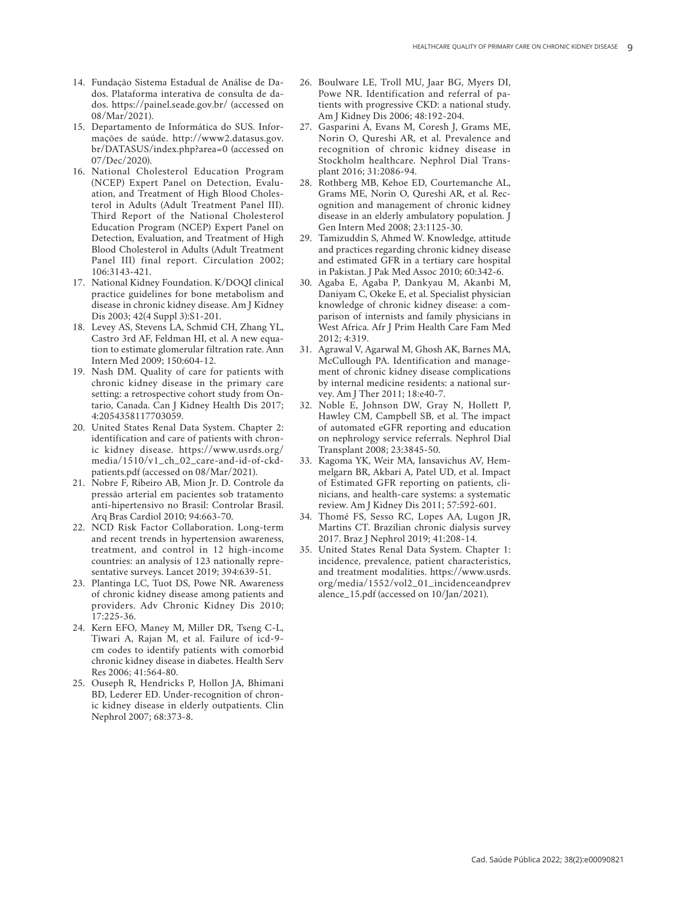14. Fundação Sistema Estadual de Análise de Dados. Plataforma interativa de consulta de dados. https://painel.seade.gov.br/ (accessed on 08/Mar/2021).
15. Departamento de Informática do SUS. Informações de saúde. http://www2.datasus.gov.br/DATASUS/index.php?area=0 (accessed on 07/Dec/2020).
16. National Cholesterol Education Program (NCEP) Expert Panel on Detection, Evaluation, and Treatment of High Blood Cholesterol in Adults (Adult Treatment Panel III). Third Report of the National Cholesterol Education Program (NCEP) Expert Panel on Detection, Evaluation, and Treatment of High Blood Cholesterol in Adults (Adult Treatment Panel III) final report. Circulation 2002; 106:3143-421.
17. National Kidney Foundation. K/DOQI clinical practice guidelines for bone metabolism and disease in chronic kidney disease. Am J Kidney Dis 2003; 42(4 Suppl 3):S1-201.
18. Levey AS, Stevens LA, Schmid CH, Zhang YL, Castro 3rd AF, Feldman HI, et al. A new equation to estimate glomerular filtration rate. Ann Intern Med 2009; 150:604-12.
19. Nash DM. Quality of care for patients with chronic kidney disease in the primary care setting: a retrospective cohort study from Ontario, Canada. Can J Kidney Health Dis 2017; 4:2054358117703059.
20. United States Renal Data System. Chapter 2: identification and care of patients with chronic kidney disease. https://www.usrds.org/media/1510/v1_ch_02_care-and-id-of-ckd-patients.pdf (accessed on 08/Mar/2021).
21. Nobre F, Ribeiro AB, Mion Jr. D. Controle da pressão arterial em pacientes sob tratamento anti-hipertensivo no Brasil: Controlar Brasil. Arq Bras Cardiol 2010; 94:663-70.
22. NCD Risk Factor Collaboration. Long-term and recent trends in hypertension awareness, treatment, and control in 12 high-income countries: an analysis of 123 nationally representative surveys. Lancet 2019; 394:639-51.
23. Plantinga LC, Tuot DS, Powe NR. Awareness of chronic kidney disease among patients and providers. Adv Chronic Kidney Dis 2010; 17:225-36.
24. Kern EFO, Maney M, Miller DR, Tseng C-L, Tiwari A, Rajan M, et al. Failure of icd-9-cm codes to identify patients with comorbid chronic kidney disease in diabetes. Health Serv Res 2006; 41:564-80.
25. Ouseph R, Hendricks P, Hollon JA, Bhimani BD, Lederer ED. Under-recognition of chronic kidney disease in elderly outpatients. Clin Nephrol 2007; 68:373-8.
26. Boulware LE, Troll MU, Jaar BG, Myers DI, Powe NR. Identification and referral of patients with progressive CKD: a national study. Am J Kidney Dis 2006; 48:192-204.
27. Gasparini A, Evans M, Coresh J, Grams ME, Norin O, Qureshi AR, et al. Prevalence and recognition of chronic kidney disease in Stockholm healthcare. Nephrol Dial Transplant 2016; 31:2086-94.
28. Rothberg MB, Kehoe ED, Courtemanche AL, Grams ME, Norin O, Qureshi AR, et al. Recognition and management of chronic kidney disease in an elderly ambulatory population. J Gen Intern Med 2008; 23:1125-30.
29. Tamizuddin S, Ahmed W. Knowledge, attitude and practices regarding chronic kidney disease and estimated GFR in a tertiary care hospital in Pakistan. J Pak Med Assoc 2010; 60:342-6.
30. Agaba E, Agaba P, Dankyau M, Akanbi M, Daniyam C, Okeke E, et al. Specialist physician knowledge of chronic kidney disease: a comparison of internists and family physicians in West Africa. Afr J Prim Health Care Fam Med 2012; 4:319.
31. Agrawal V, Agarwal M, Ghosh AK, Barnes MA, McCullough PA. Identification and management of chronic kidney disease complications by internal medicine residents: a national survey. Am J Ther 2011; 18:e40-7.
32. Noble E, Johnson DW, Gray N, Hollett P, Hawley CM, Campbell SB, et al. The impact of automated eGFR reporting and education on nephrology service referrals. Nephrol Dial Transplant 2008; 23:3845-50.
33. Kagoma YK, Weir MA, Iansavichus AV, Hemmelgarn BR, Akbari A, Patel UD, et al. Impact of Estimated GFR reporting on patients, clinicians, and health-care systems: a systematic review. Am J Kidney Dis 2011; 57:592-601.
34. Thomé FS, Sesso RC, Lopes AA, Lugon JR, Martins CT. Brazilian chronic dialysis survey 2017. Braz J Nephrol 2019; 41:208-14.
35. United States Renal Data System. Chapter 1: incidence, prevalence, patient characteristics, and treatment modalities. https://www.usrds.org/media/1552/vol2_01_incidenceandprevalence_15.pdf (accessed on 10/Jan/2021).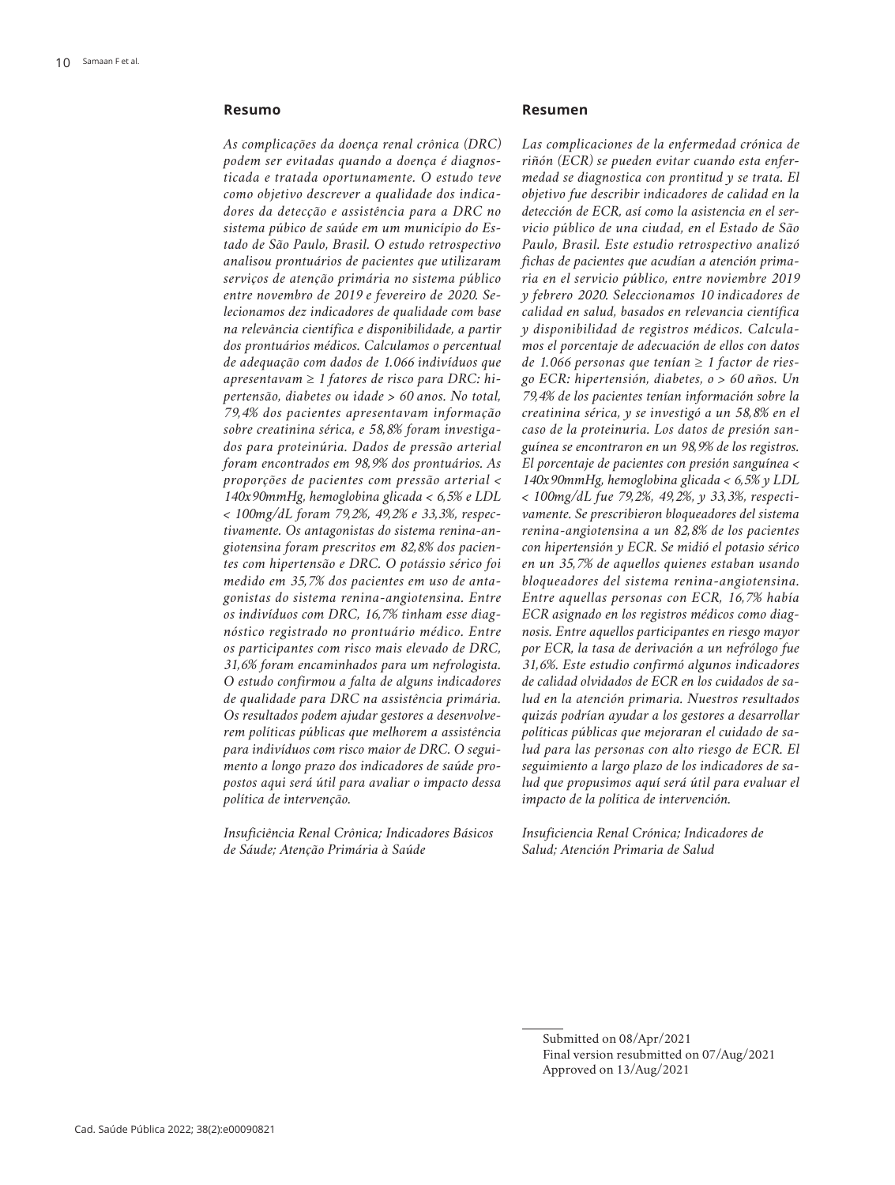## Resumo

*As complicações da doença renal crônica (DRC) podem ser evitadas quando a doença é diagnosticada e tratada oportunamente. O estudo teve como objetivo descrever a qualidade dos indicadores da detecção e assistência para a DRC no sistema púbico de saúde em um município do Estado de São Paulo, Brasil. O estudo retrospectivo analisou prontuários de pacientes que utilizaram serviços de atenção primária no sistema público entre novembro de 2019 e fevereiro de 2020. Selecionamos dez indicadores de qualidade com base na relevância científica e disponibilidade, a partir dos prontuários médicos. Calculamos o percentual de adequação com dados de 1.066 indivíduos que apresentavam ≥ 1 fatores de risco para DRC: hipertensão, diabetes ou idade > 60 anos. No total, 79,4% dos pacientes apresentavam informação sobre creatinina sérica, e 58,8% foram investigados para proteinúria. Dados de pressão arterial foram encontrados em 98,9% dos prontuários. As proporções de pacientes com pressão arterial < 140x90mmHg, hemoglobina glicada < 6,5% e LDL < 100mg/dL foram 79,2%, 49,2% e 33,3%, respectivamente. Os antagonistas do sistema renina-angiotensina foram prescritos em 82,8% dos pacientes com hipertensão e DRC. O potássio sérico foi medido em 35,7% dos pacientes em uso de antagonistas do sistema renina-angiotensina. Entre os indivíduos com DRC, 16,7% tinham esse diagnóstico registrado no prontuário médico. Entre os participantes com risco mais elevado de DRC, 31,6% foram encaminhados para um nefrologista. O estudo confirmou a falta de alguns indicadores de qualidade para DRC na assistência primária. Os resultados podem ajudar gestores a desenvolverem políticas públicas que melhorem a assistência para indivíduos com risco maior de DRC. O seguimento a longo prazo dos indicadores de saúde propostos aqui será útil para avaliar o impacto dessa política de intervenção.*

*Insuficiência Renal Crônica; Indicadores Básicos de Sáude; Atenção Primária à Saúde*

## Resumen

*Las complicaciones de la enfermedad crónica de riñón (ECR) se pueden evitar cuando esta enfermedad se diagnostica con prontitud y se trata. El objetivo fue describir indicadores de calidad en la detección de ECR, así como la asistencia en el servicio público de una ciudad, en el Estado de São Paulo, Brasil. Este estudio retrospectivo analizó fichas de pacientes que acudían a atención primaria en el servicio público, entre noviembre 2019 y febrero 2020. Seleccionamos 10 indicadores de calidad en salud, basados en relevancia científica y disponibilidad de registros médicos. Calculamos el porcentaje de adecuación de ellos con datos de 1.066 personas que tenían ≥ 1 factor de riesgo ECR: hipertensión, diabetes, o > 60 años. Un 79,4% de los pacientes tenían información sobre la creatinina sérica, y se investigó a un 58,8% en el caso de la proteinuria. Los datos de presión sanguínea se encontraron en un 98,9% de los registros. El porcentaje de pacientes con presión sanguínea < 140x90mmHg, hemoglobina glicada < 6,5% y LDL < 100mg/dL fue 79,2%, 49,2%, y 33,3%, respectivamente. Se prescribieron bloqueadores del sistema renina-angiotensina a un 82,8% de los pacientes con hipertensión y ECR. Se midió el potasio sérico en un 35,7% de aquellos quienes estaban usando bloqueadores del sistema renina-angiotensina. Entre aquellas personas con ECR, 16,7% había ECR asignado en los registros médicos como diagnosis. Entre aquellos participantes en riesgo mayor por ECR, la tasa de derivación a un nefrólogo fue 31,6%. Este estudio confirmó algunos indicadores de calidad olvidados de ECR en los cuidados de salud en la atención primaria. Nuestros resultados quizás podrían ayudar a los gestores a desarrollar políticas públicas que mejoraran el cuidado de salud para las personas con alto riesgo de ECR. El seguimiento a largo plazo de los indicadores de salud que propusimos aquí será útil para evaluar el impacto de la política de intervención.*

*Insuficiencia Renal Crónica; Indicadores de Salud; Atención Primaria de Salud*

Submitted on 08/Apr/2021
Final version resubmitted on 07/Aug/2021
Approved on 13/Aug/2021